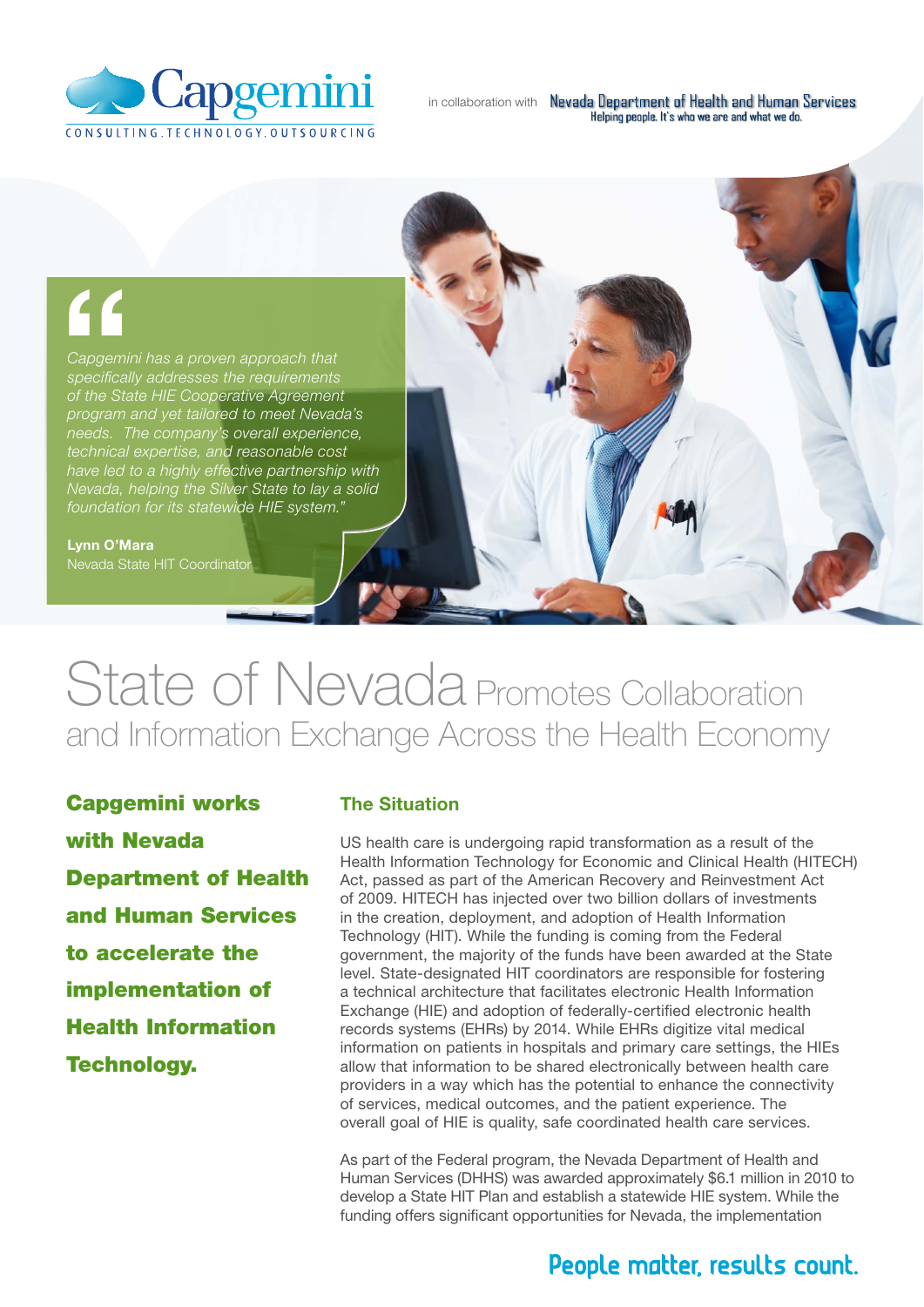Capgemini
CONSULTING.TECHNOLOGY.OUTSOURCING

in collaboration with Nevada Department of Health and Human Services
Helping people. It's who we are and what we do.

> *Capgemini has a proven approach that specifically addresses the requirements of the State HIE Cooperative Agreement program and yet tailored to meet Nevada's needs. The company's overall experience, technical expertise, and reasonable cost have led to a highly effective partnership with Nevada, helping the Silver State to lay a solid foundation for its statewide HIE system."*
>
> **Lynn O'Mara**
> Nevada State HIT Coordinator

# State of Nevada Promotes Collaboration and Information Exchange Across the Health Economy

**Capgemini works with Nevada Department of Health and Human Services to accelerate the implementation of Health Information Technology.**

## The Situation

US health care is undergoing rapid transformation as a result of the Health Information Technology for Economic and Clinical Health (HITECH) Act, passed as part of the American Recovery and Reinvestment Act of 2009. HITECH has injected over two billion dollars of investments in the creation, deployment, and adoption of Health Information Technology (HIT). While the funding is coming from the Federal government, the majority of the funds have been awarded at the State level. State-designated HIT coordinators are responsible for fostering a technical architecture that facilitates electronic Health Information Exchange (HIE) and adoption of federally-certified electronic health records systems (EHRs) by 2014. While EHRs digitize vital medical information on patients in hospitals and primary care settings, the HIEs allow that information to be shared electronically between health care providers in a way which has the potential to enhance the connectivity of services, medical outcomes, and the patient experience. The overall goal of HIE is quality, safe coordinated health care services.

As part of the Federal program, the Nevada Department of Health and Human Services (DHHS) was awarded approximately $6.1 million in 2010 to develop a State HIT Plan and establish a statewide HIE system. While the funding offers significant opportunities for Nevada, the implementation

People matter, results count.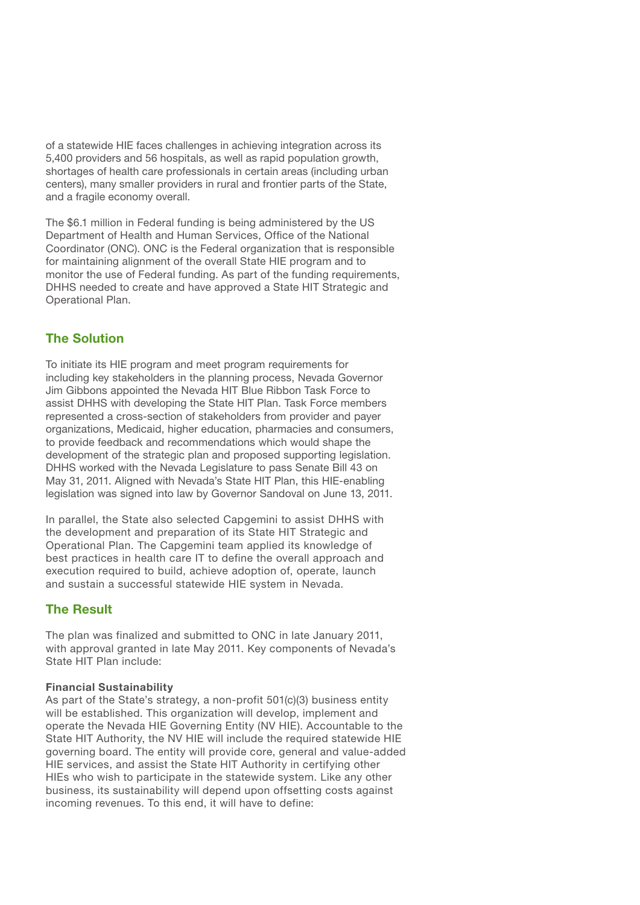of a statewide HIE faces challenges in achieving integration across its 5,400 providers and 56 hospitals, as well as rapid population growth, shortages of health care professionals in certain areas (including urban centers), many smaller providers in rural and frontier parts of the State, and a fragile economy overall.

The $6.1 million in Federal funding is being administered by the US Department of Health and Human Services, Office of the National Coordinator (ONC). ONC is the Federal organization that is responsible for maintaining alignment of the overall State HIE program and to monitor the use of Federal funding. As part of the funding requirements, DHHS needed to create and have approved a State HIT Strategic and Operational Plan.

## The Solution

To initiate its HIE program and meet program requirements for including key stakeholders in the planning process, Nevada Governor Jim Gibbons appointed the Nevada HIT Blue Ribbon Task Force to assist DHHS with developing the State HIT Plan. Task Force members represented a cross-section of stakeholders from provider and payer organizations, Medicaid, higher education, pharmacies and consumers, to provide feedback and recommendations which would shape the development of the strategic plan and proposed supporting legislation. DHHS worked with the Nevada Legislature to pass Senate Bill 43 on May 31, 2011. Aligned with Nevada's State HIT Plan, this HIE-enabling legislation was signed into law by Governor Sandoval on June 13, 2011.

In parallel, the State also selected Capgemini to assist DHHS with the development and preparation of its State HIT Strategic and Operational Plan. The Capgemini team applied its knowledge of best practices in health care IT to define the overall approach and execution required to build, achieve adoption of, operate, launch and sustain a successful statewide HIE system in Nevada.

## The Result

The plan was finalized and submitted to ONC in late January 2011, with approval granted in late May 2011. Key components of Nevada's State HIT Plan include:

**Financial Sustainability**
As part of the State's strategy, a non-profit 501(c)(3) business entity will be established. This organization will develop, implement and operate the Nevada HIE Governing Entity (NV HIE). Accountable to the State HIT Authority, the NV HIE will include the required statewide HIE governing board. The entity will provide core, general and value-added HIE services, and assist the State HIT Authority in certifying other HIEs who wish to participate in the statewide system. Like any other business, its sustainability will depend upon offsetting costs against incoming revenues. To this end, it will have to define: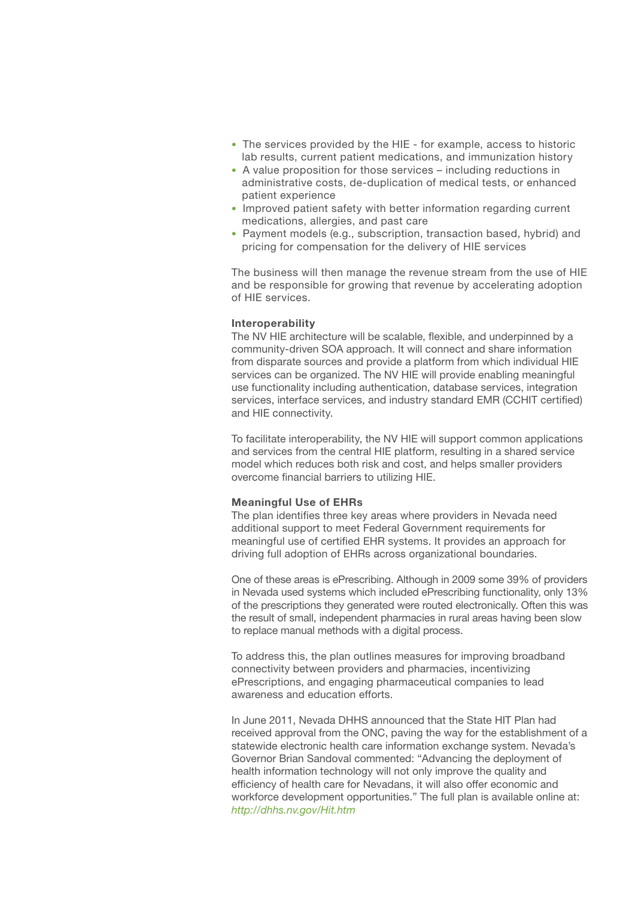- The services provided by the HIE - for example, access to historic lab results, current patient medications, and immunization history
- A value proposition for those services – including reductions in administrative costs, de-duplication of medical tests, or enhanced patient experience
- Improved patient safety with better information regarding current medications, allergies, and past care
- Payment models (e.g., subscription, transaction based, hybrid) and pricing for compensation for the delivery of HIE services

The business will then manage the revenue stream from the use of HIE and be responsible for growing that revenue by accelerating adoption of HIE services.

**Interoperability**

The NV HIE architecture will be scalable, flexible, and underpinned by a community-driven SOA approach. It will connect and share information from disparate sources and provide a platform from which individual HIE services can be organized. The NV HIE will provide enabling meaningful use functionality including authentication, database services, integration services, interface services, and industry standard EMR (CCHIT certified) and HIE connectivity.

To facilitate interoperability, the NV HIE will support common applications and services from the central HIE platform, resulting in a shared service model which reduces both risk and cost, and helps smaller providers overcome financial barriers to utilizing HIE.

**Meaningful Use of EHRs**

The plan identifies three key areas where providers in Nevada need additional support to meet Federal Government requirements for meaningful use of certified EHR systems. It provides an approach for driving full adoption of EHRs across organizational boundaries.

One of these areas is ePrescribing. Although in 2009 some 39% of providers in Nevada used systems which included ePrescribing functionality, only 13% of the prescriptions they generated were routed electronically. Often this was the result of small, independent pharmacies in rural areas having been slow to replace manual methods with a digital process.

To address this, the plan outlines measures for improving broadband connectivity between providers and pharmacies, incentivizing ePrescriptions, and engaging pharmaceutical companies to lead awareness and education efforts.

In June 2011, Nevada DHHS announced that the State HIT Plan had received approval from the ONC, paving the way for the establishment of a statewide electronic health care information exchange system. Nevada's Governor Brian Sandoval commented: "Advancing the deployment of health information technology will not only improve the quality and efficiency of health care for Nevadans, it will also offer economic and workforce development opportunities." The full plan is available online at: *http://dhhs.nv.gov/Hit.htm*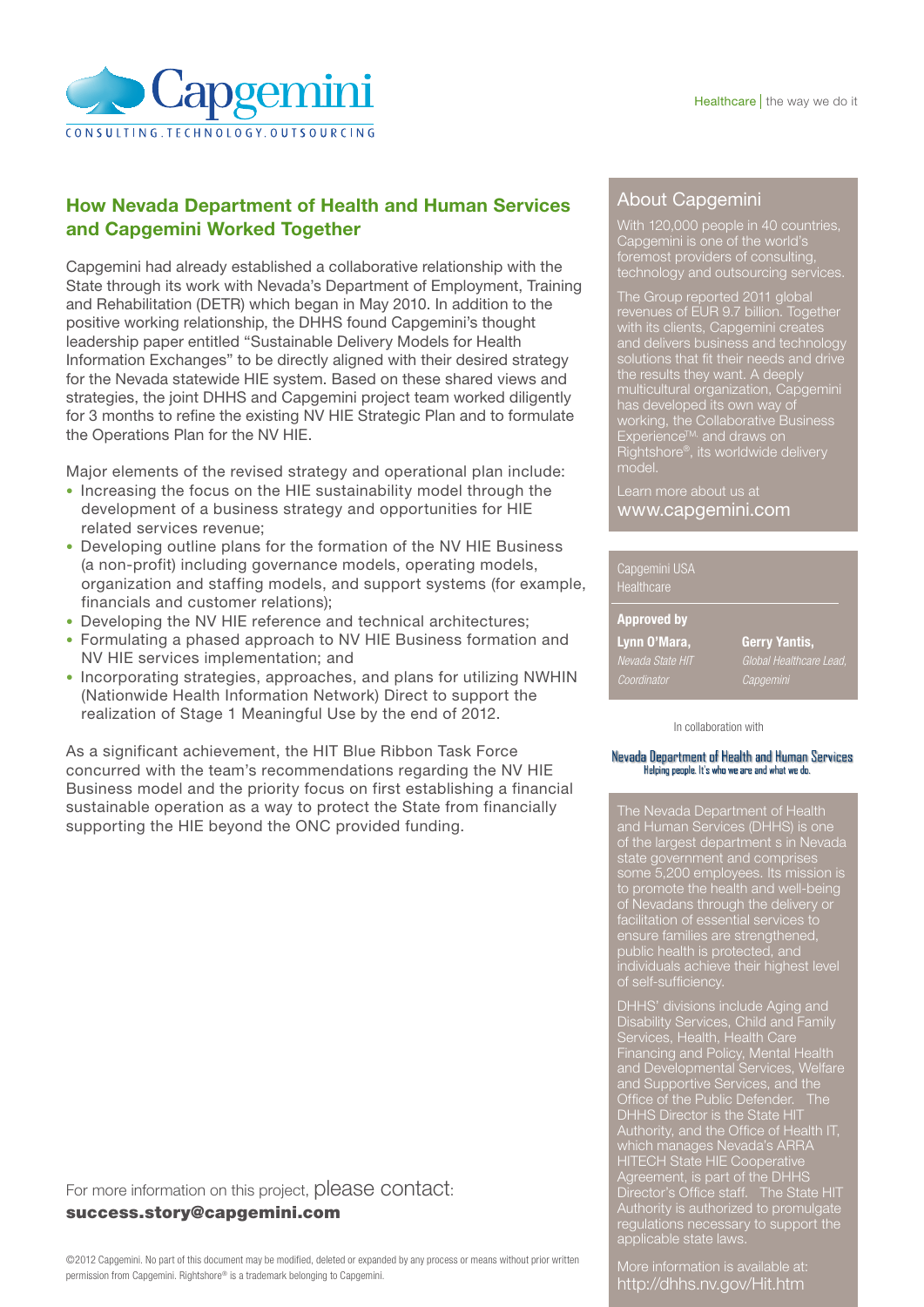## How Nevada Department of Health and Human Services and Capgemini Worked Together

Capgemini had already established a collaborative relationship with the State through its work with Nevada's Department of Employment, Training and Rehabilitation (DETR) which began in May 2010. In addition to the positive working relationship, the DHHS found Capgemini's thought leadership paper entitled "Sustainable Delivery Models for Health Information Exchanges" to be directly aligned with their desired strategy for the Nevada statewide HIE system. Based on these shared views and strategies, the joint DHHS and Capgemini project team worked diligently for 3 months to refine the existing NV HIE Strategic Plan and to formulate the Operations Plan for the NV HIE.

Major elements of the revised strategy and operational plan include:

- Increasing the focus on the HIE sustainability model through the development of a business strategy and opportunities for HIE related services revenue;
- Developing outline plans for the formation of the NV HIE Business (a non-profit) including governance models, operating models, organization and staffing models, and support systems (for example, financials and customer relations);
- Developing the NV HIE reference and technical architectures;
- Formulating a phased approach to NV HIE Business formation and NV HIE services implementation; and
- Incorporating strategies, approaches, and plans for utilizing NWHIN (Nationwide Health Information Network) Direct to support the realization of Stage 1 Meaningful Use by the end of 2012.

As a significant achievement, the HIT Blue Ribbon Task Force concurred with the team's recommendations regarding the NV HIE Business model and the priority focus on first establishing a financial sustainable operation as a way to protect the State from financially supporting the HIE beyond the ONC provided funding.

For more information on this project, please contact:
**success.story@capgemini.com**

### About Capgemini

With 120,000 people in 40 countries, Capgemini is one of the world's foremost providers of consulting, technology and outsourcing services.

The Group reported 2011 global revenues of EUR 9.7 billion. Together with its clients, Capgemini creates and delivers business and technology solutions that fit their needs and drive the results they want. A deeply multicultural organization, Capgemini has developed its own way of working, the Collaborative Business Experience™ and draws on Rightshore®, its worldwide delivery model.

Learn more about us at
www.capgemini.com

Capgemini USA
Healthcare

**Approved by**

**Lynn O'Mara,**
*Nevada State HIT Coordinator*

**Gerry Yantis,**
*Global Healthcare Lead, Capgemini*

In collaboration with

**Nevada Department of Health and Human Services**
Helping people. It's who we are and what we do.

The Nevada Department of Health and Human Services (DHHS) is one of the largest department s in Nevada state government and comprises some 5,200 employees. Its mission is to promote the health and well-being of Nevadans through the delivery or facilitation of essential services to ensure families are strengthened, public health is protected, and individuals achieve their highest level of self-sufficiency.

DHHS' divisions include Aging and Disability Services, Child and Family Services, Health, Health Care Financing and Policy, Mental Health and Developmental Services, Welfare and Supportive Services, and the Office of the Public Defender. The DHHS Director is the State HIT Authority, and the Office of Health IT, which manages Nevada's ARRA HITECH State HIE Cooperative Agreement, is part of the DHHS Director's Office staff. The State HIT Authority is authorized to promulgate regulations necessary to support the applicable state laws.

More information is available at:
http://dhhs.nv.gov/Hit.htm

©2012 Capgemini. No part of this document may be modified, deleted or expanded by any process or means without prior written permission from Capgemini. Rightshore® is a trademark belonging to Capgemini.